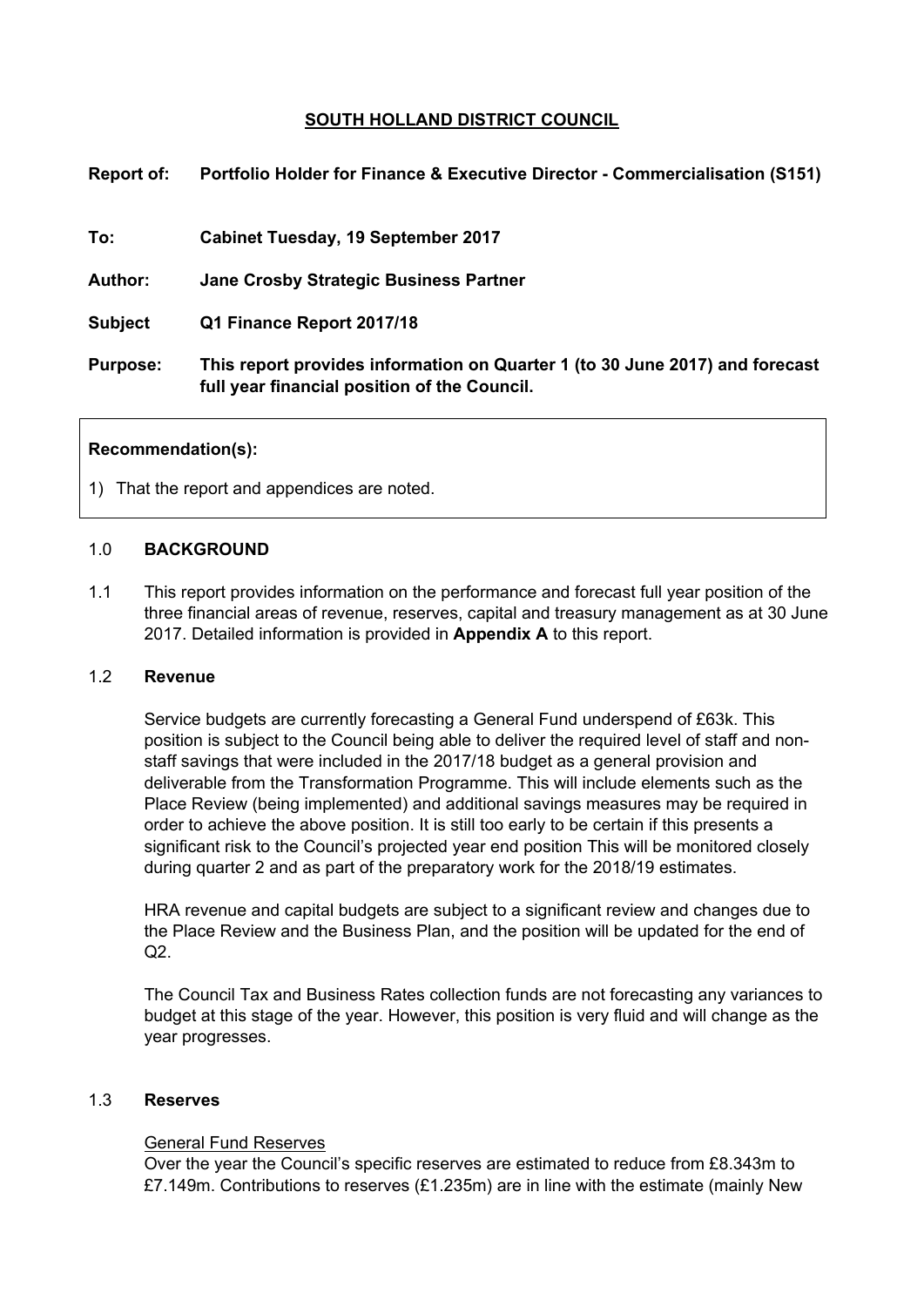**SOUTH HOLLAND DISTRICT COUNCIL**

| | |
|---|---|
| **Report of:** | **Portfolio Holder for Finance & Executive Director - Commercialisation (S151)** |
| **To:** | **Cabinet Tuesday, 19 September 2017** |
| **Author:** | **Jane Crosby Strategic Business Partner** |
| **Subject** | **Q1 Finance Report 2017/18** |
| **Purpose:** | **This report provides information on Quarter 1 (to 30 June 2017) and forecast full year financial position of the Council.** |

**Recommendation(s):**

1) That the report and appendices are noted.

## 1.0 BACKGROUND

1.1 This report provides information on the performance and forecast full year position of the three financial areas of revenue, reserves, capital and treasury management as at 30 June 2017. Detailed information is provided in **Appendix A** to this report.

### 1.2 Revenue

Service budgets are currently forecasting a General Fund underspend of £63k. This position is subject to the Council being able to deliver the required level of staff and non-staff savings that were included in the 2017/18 budget as a general provision and deliverable from the Transformation Programme. This will include elements such as the Place Review (being implemented) and additional savings measures may be required in order to achieve the above position. It is still too early to be certain if this presents a significant risk to the Council's projected year end position This will be monitored closely during quarter 2 and as part of the preparatory work for the 2018/19 estimates.

HRA revenue and capital budgets are subject to a significant review and changes due to the Place Review and the Business Plan, and the position will be updated for the end of Q2.

The Council Tax and Business Rates collection funds are not forecasting any variances to budget at this stage of the year. However, this position is very fluid and will change as the year progresses.

### 1.3 Reserves

General Fund Reserves

Over the year the Council's specific reserves are estimated to reduce from £8.343m to £7.149m. Contributions to reserves (£1.235m) are in line with the estimate (mainly New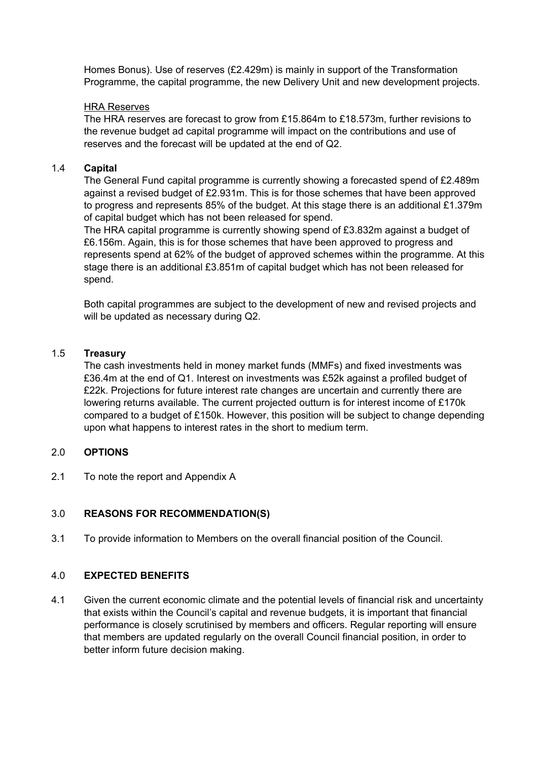Homes Bonus). Use of reserves (£2.429m) is mainly in support of the Transformation Programme, the capital programme, the new Delivery Unit and new development projects.

HRA Reserves

The HRA reserves are forecast to grow from £15.864m to £18.573m, further revisions to the revenue budget ad capital programme will impact on the contributions and use of reserves and the forecast will be updated at the end of Q2.

1.4 **Capital**

The General Fund capital programme is currently showing a forecasted spend of £2.489m against a revised budget of £2.931m. This is for those schemes that have been approved to progress and represents 85% of the budget. At this stage there is an additional £1.379m of capital budget which has not been released for spend.

The HRA capital programme is currently showing spend of £3.832m against a budget of £6.156m. Again, this is for those schemes that have been approved to progress and represents spend at 62% of the budget of approved schemes within the programme. At this stage there is an additional £3.851m of capital budget which has not been released for spend.

Both capital programmes are subject to the development of new and revised projects and will be updated as necessary during Q2.

1.5 **Treasury**

The cash investments held in money market funds (MMFs) and fixed investments was £36.4m at the end of Q1. Interest on investments was £52k against a profiled budget of £22k. Projections for future interest rate changes are uncertain and currently there are lowering returns available. The current projected outturn is for interest income of £170k compared to a budget of £150k. However, this position will be subject to change depending upon what happens to interest rates in the short to medium term.

## 2.0 OPTIONS

2.1 To note the report and Appendix A

## 3.0 REASONS FOR RECOMMENDATION(S)

3.1 To provide information to Members on the overall financial position of the Council.

## 4.0 EXPECTED BENEFITS

4.1 Given the current economic climate and the potential levels of financial risk and uncertainty that exists within the Council's capital and revenue budgets, it is important that financial performance is closely scrutinised by members and officers. Regular reporting will ensure that members are updated regularly on the overall Council financial position, in order to better inform future decision making.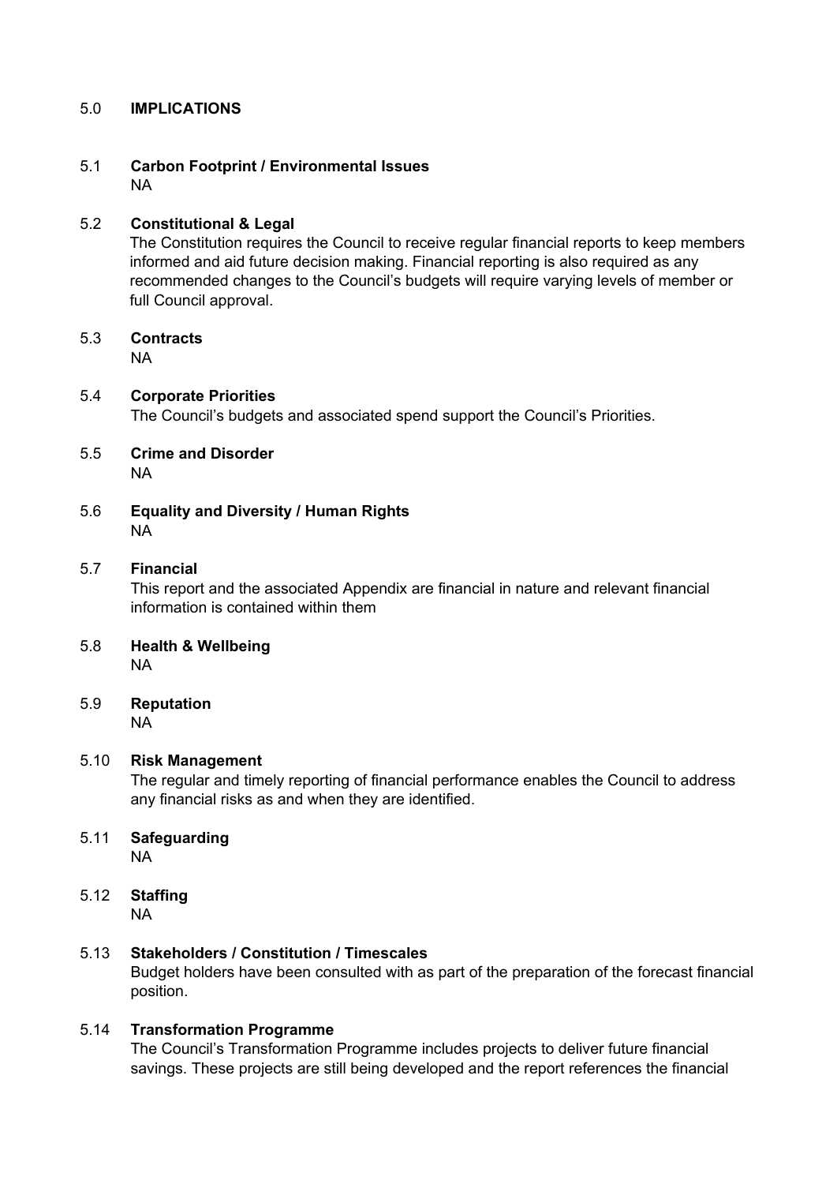## 5.0 IMPLICATIONS

### 5.1 Carbon Footprint / Environmental Issues

NA

### 5.2 Constitutional & Legal

The Constitution requires the Council to receive regular financial reports to keep members informed and aid future decision making. Financial reporting is also required as any recommended changes to the Council's budgets will require varying levels of member or full Council approval.

### 5.3 Contracts

NA

### 5.4 Corporate Priorities

The Council's budgets and associated spend support the Council's Priorities.

### 5.5 Crime and Disorder

NA

### 5.6 Equality and Diversity / Human Rights

NA

### 5.7 Financial

This report and the associated Appendix are financial in nature and relevant financial information is contained within them

### 5.8 Health & Wellbeing

NA

### 5.9 Reputation

NA

### 5.10 Risk Management

The regular and timely reporting of financial performance enables the Council to address any financial risks as and when they are identified.

### 5.11 Safeguarding

NA

### 5.12 Staffing

NA

### 5.13 Stakeholders / Constitution / Timescales

Budget holders have been consulted with as part of the preparation of the forecast financial position.

### 5.14 Transformation Programme

The Council's Transformation Programme includes projects to deliver future financial savings. These projects are still being developed and the report references the financial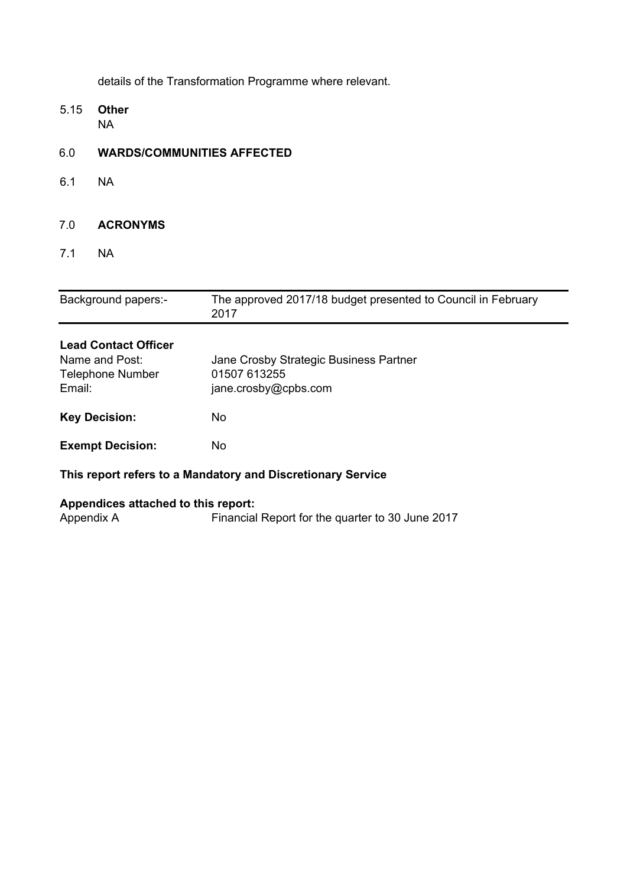details of the Transformation Programme where relevant.

5.15 **Other**
NA

6.0 **WARDS/COMMUNITIES AFFECTED**

6.1 NA

7.0 **ACRONYMS**

7.1 NA

| | |
|---|---|
| Background papers:- | The approved 2017/18 budget presented to Council in February 2017 |

**Lead Contact Officer**

| | |
|---|---|
| Name and Post: | Jane Crosby Strategic Business Partner |
| Telephone Number | 01507 613255 |
| Email: | jane.crosby@cpbs.com |

**Key Decision:** No

**Exempt Decision:** No

**This report refers to a Mandatory and Discretionary Service**

**Appendices attached to this report:**

| | |
|---|---|
| Appendix A | Financial Report for the quarter to 30 June 2017 |